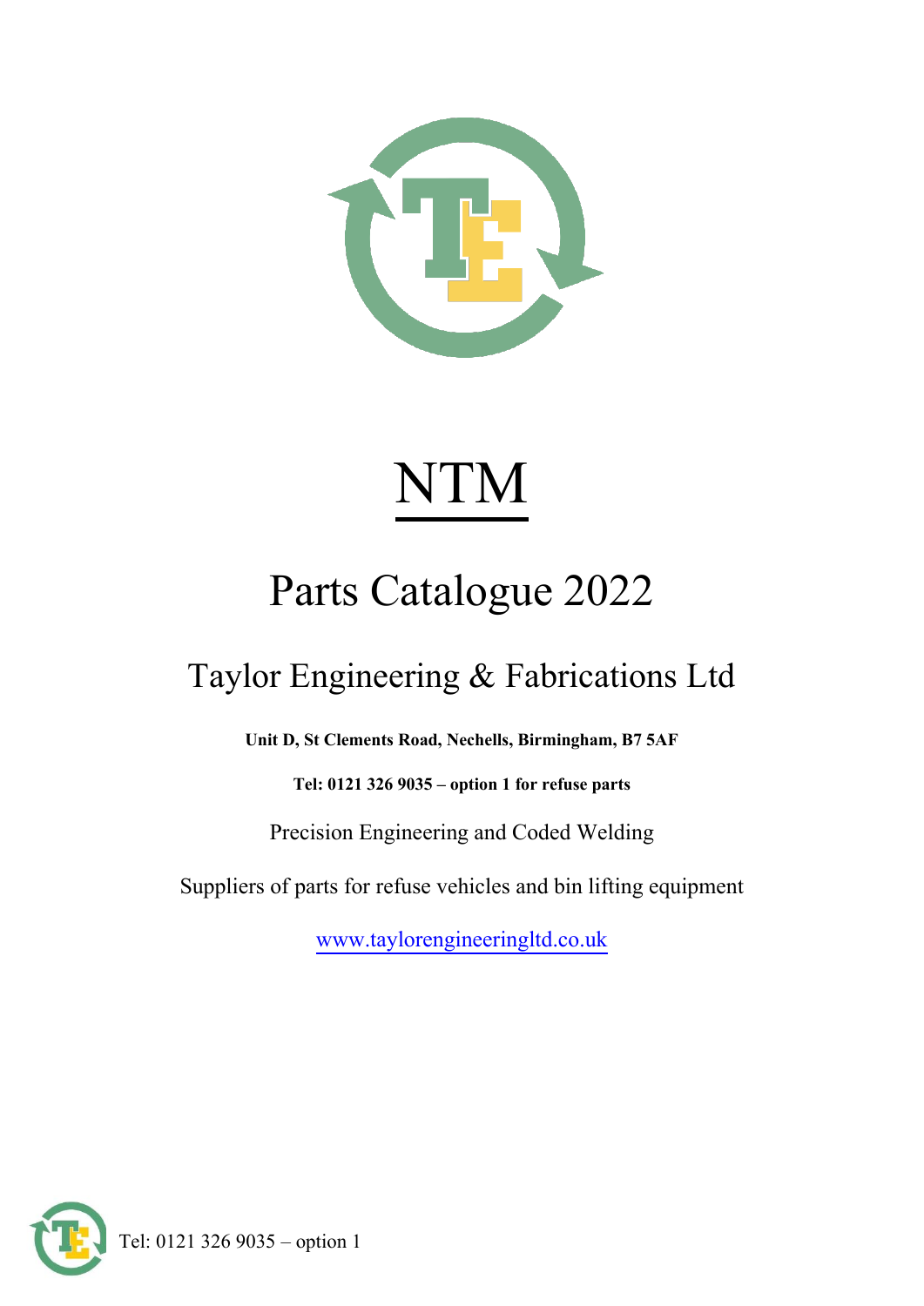# NTM

## Parts Catalogue 2022

## Taylor Engineering & Fabrications Ltd

**Unit D, St Clements Road, Nechells, Birmingham, B7 5AF**

**Tel: 0121 326 9035 – option 1 for refuse parts**

Precision Engineering and Coded Welding

Suppliers of parts for refuse vehicles and bin lifting equipment

www.taylorengineeringltd.co.uk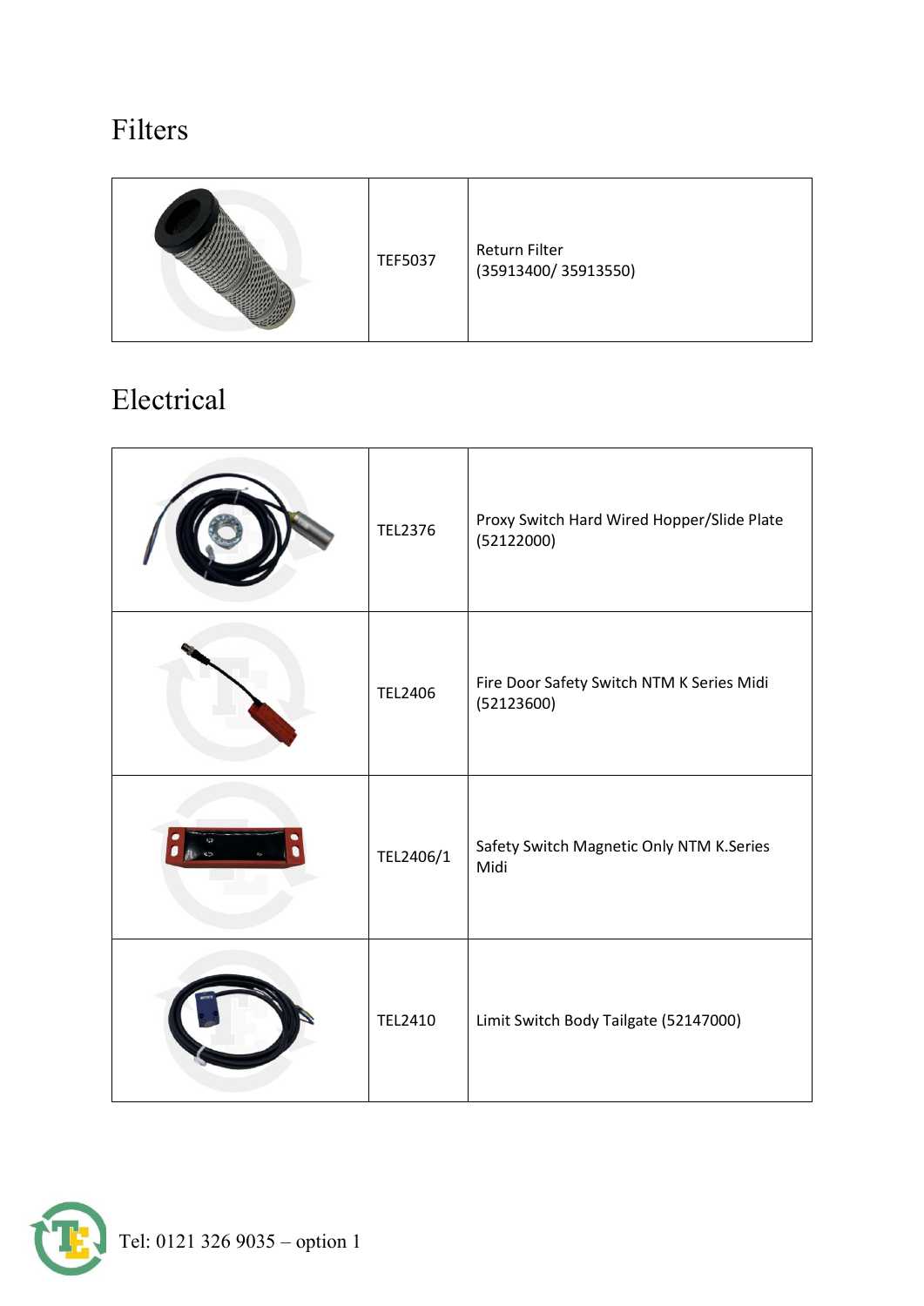# Filters

| | | |
|---|---|---|
| | TEF5037 | Return Filter (35913400/ 35913550) |

# Electrical

| | | |
|---|---|---|
| | TEL2376 | Proxy Switch Hard Wired Hopper/Slide Plate (52122000) |
| | TEL2406 | Fire Door Safety Switch NTM K Series Midi (52123600) |
| | TEL2406/1 | Safety Switch Magnetic Only NTM K.Series Midi |
| | TEL2410 | Limit Switch Body Tailgate (52147000) |

Tel: 0121 326 9035 – option 1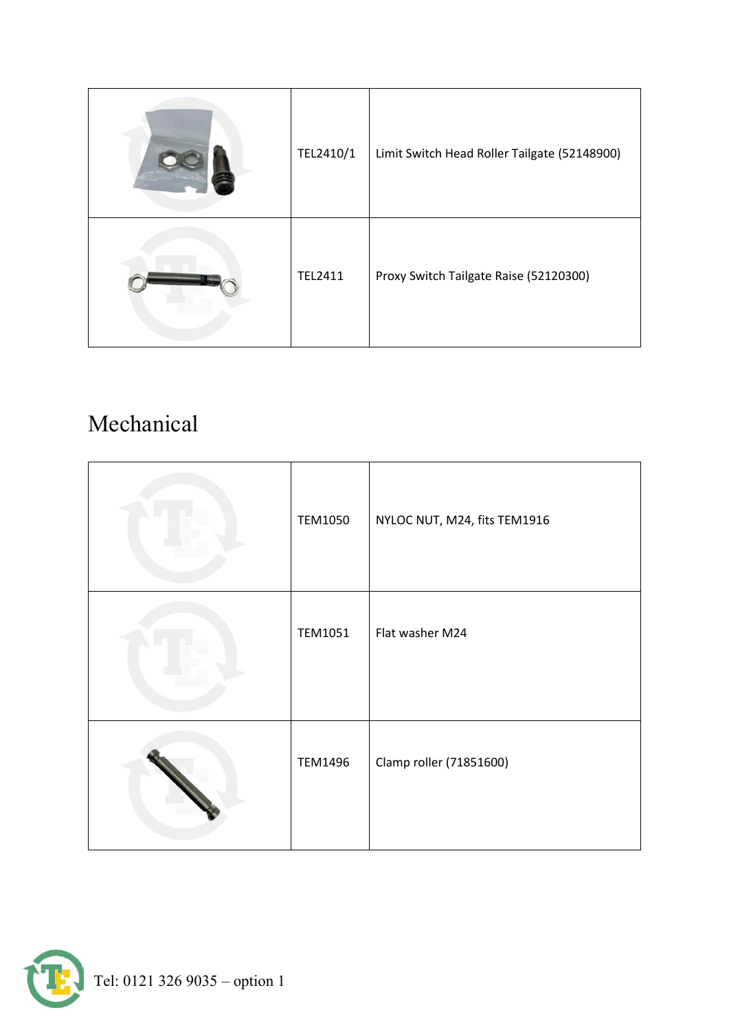| | | |
|---|---|---|
| | TEL2410/1 | Limit Switch Head Roller Tailgate (52148900) |
| | TEL2411 | Proxy Switch Tailgate Raise (52120300) |

# Mechanical

| | | |
|---|---|---|
| | TEM1050 | NYLOC NUT, M24, fits TEM1916 |
| | TEM1051 | Flat washer M24 |
| | TEM1496 | Clamp roller (71851600) |

Tel: 0121 326 9035 – option 1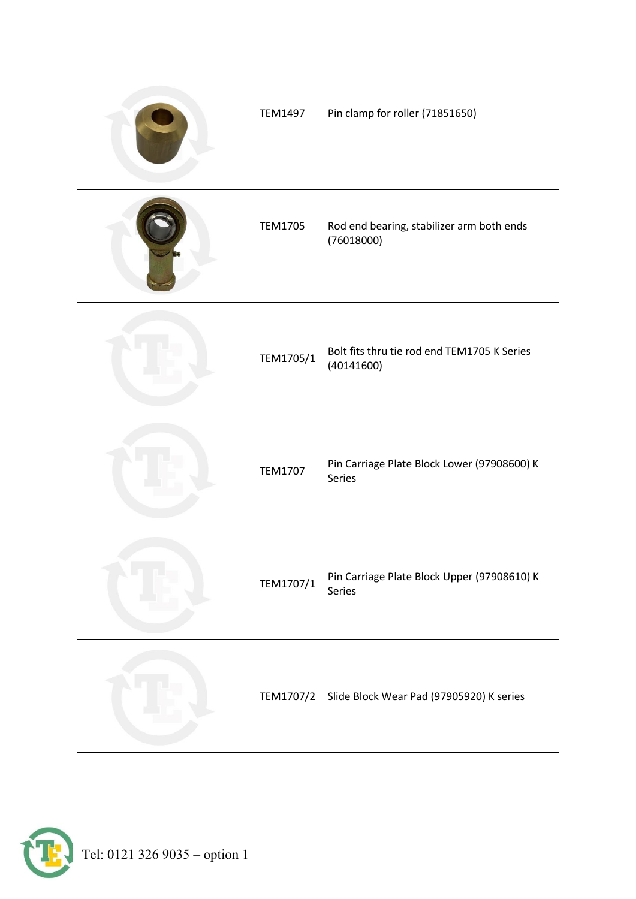|  | TEM1497 | Pin clamp for roller (71851650) |
|---|---|---|
|  | TEM1705 | Rod end bearing, stabilizer arm both ends (76018000) |
|  | TEM1705/1 | Bolt fits thru tie rod end TEM1705 K Series (40141600) |
|  | TEM1707 | Pin Carriage Plate Block Lower (97908600) K Series |
|  | TEM1707/1 | Pin Carriage Plate Block Upper (97908610) K Series |
|  | TEM1707/2 | Slide Block Wear Pad (97905920) K series |

Tel: 0121 326 9035 – option 1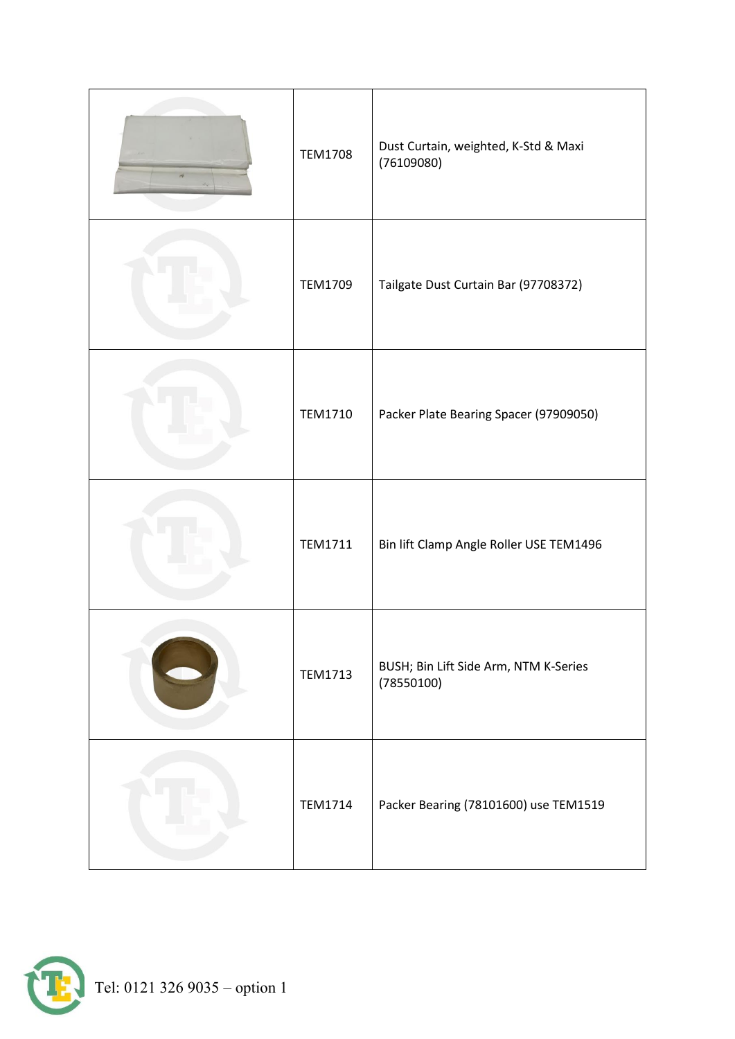|  |  |  |
|---|---|---|
|  | TEM1708 | Dust Curtain, weighted, K-Std & Maxi (76109080) |
|  | TEM1709 | Tailgate Dust Curtain Bar (97708372) |
|  | TEM1710 | Packer Plate Bearing Spacer (97909050) |
|  | TEM1711 | Bin lift Clamp Angle Roller USE TEM1496 |
|  | TEM1713 | BUSH; Bin Lift Side Arm, NTM K-Series (78550100) |
|  | TEM1714 | Packer Bearing (78101600) use TEM1519 |

Tel: 0121 326 9035 – option 1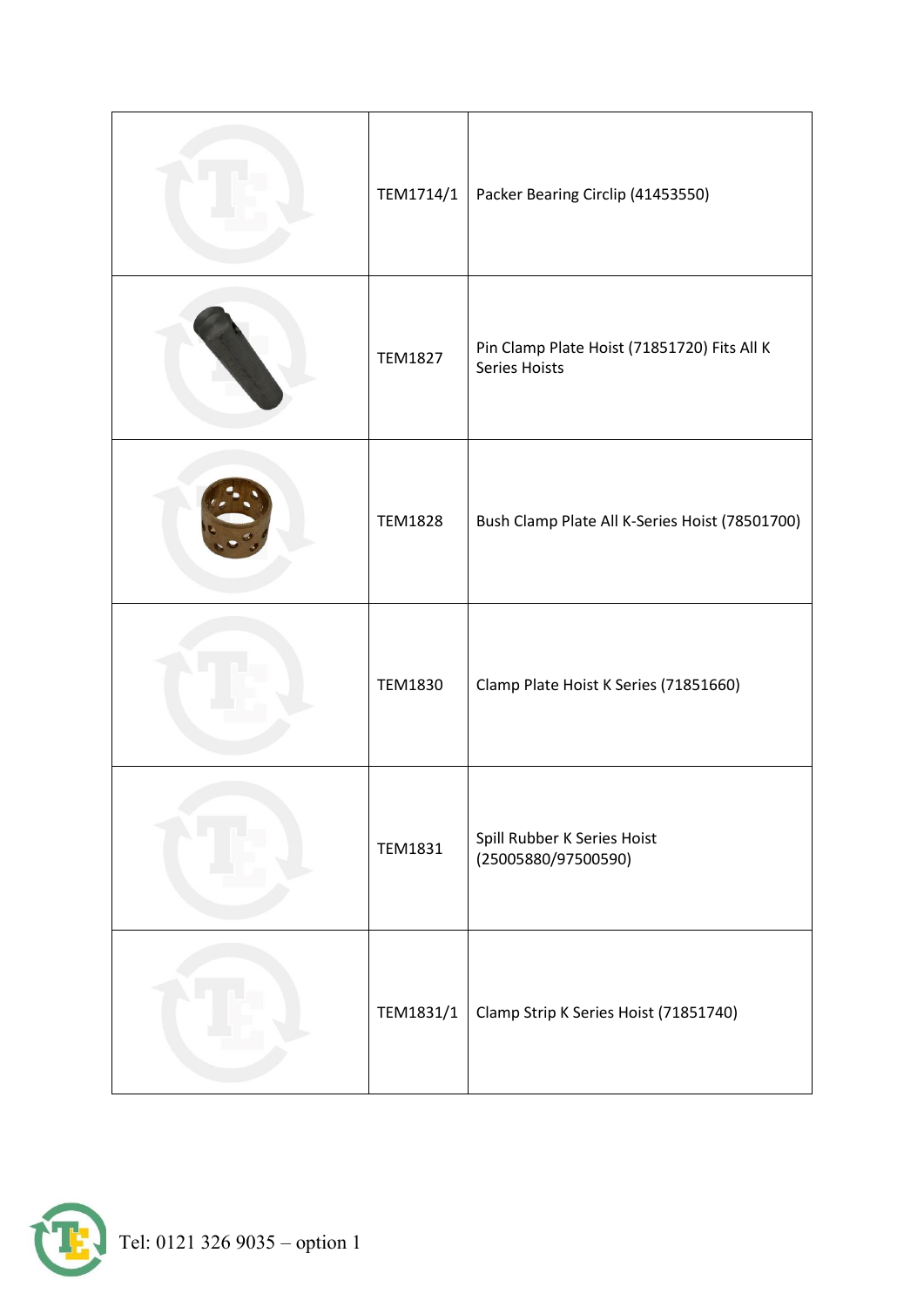| | | |
|---|---|---|
| | TEM1714/1 | Packer Bearing Circlip (41453550) |
| | TEM1827 | Pin Clamp Plate Hoist (71851720) Fits All K Series Hoists |
| | TEM1828 | Bush Clamp Plate All K-Series Hoist (78501700) |
| | TEM1830 | Clamp Plate Hoist K Series (71851660) |
| | TEM1831 | Spill Rubber K Series Hoist (25005880/97500590) |
| | TEM1831/1 | Clamp Strip K Series Hoist (71851740) |

Tel: 0121 326 9035 – option 1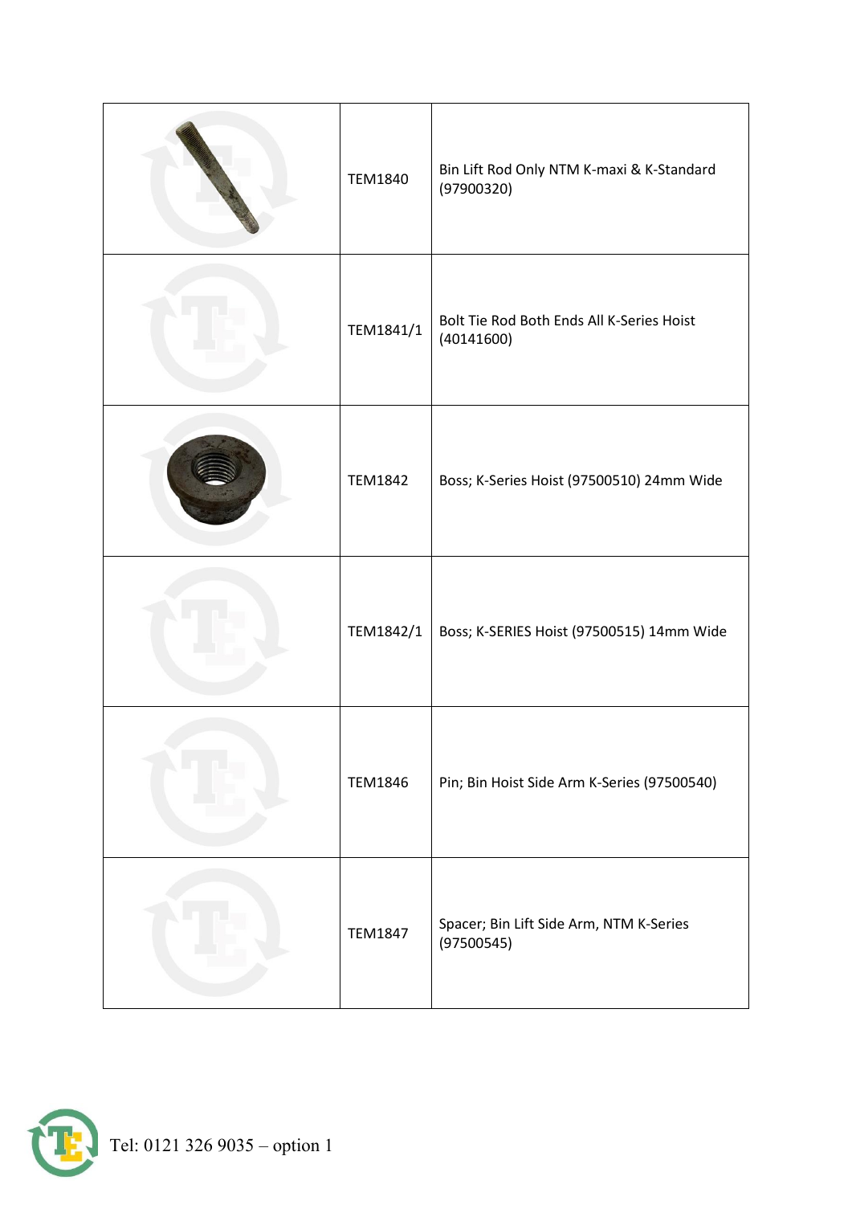| | | |
|---|---|---|
| | TEM1840 | Bin Lift Rod Only NTM K-maxi & K-Standard (97900320) |
| | TEM1841/1 | Bolt Tie Rod Both Ends All K-Series Hoist (40141600) |
| | TEM1842 | Boss; K-Series Hoist (97500510) 24mm Wide |
| | TEM1842/1 | Boss; K-SERIES Hoist (97500515) 14mm Wide |
| | TEM1846 | Pin; Bin Hoist Side Arm K-Series (97500540) |
| | TEM1847 | Spacer; Bin Lift Side Arm, NTM K-Series (97500545) |

Tel: 0121 326 9035 – option 1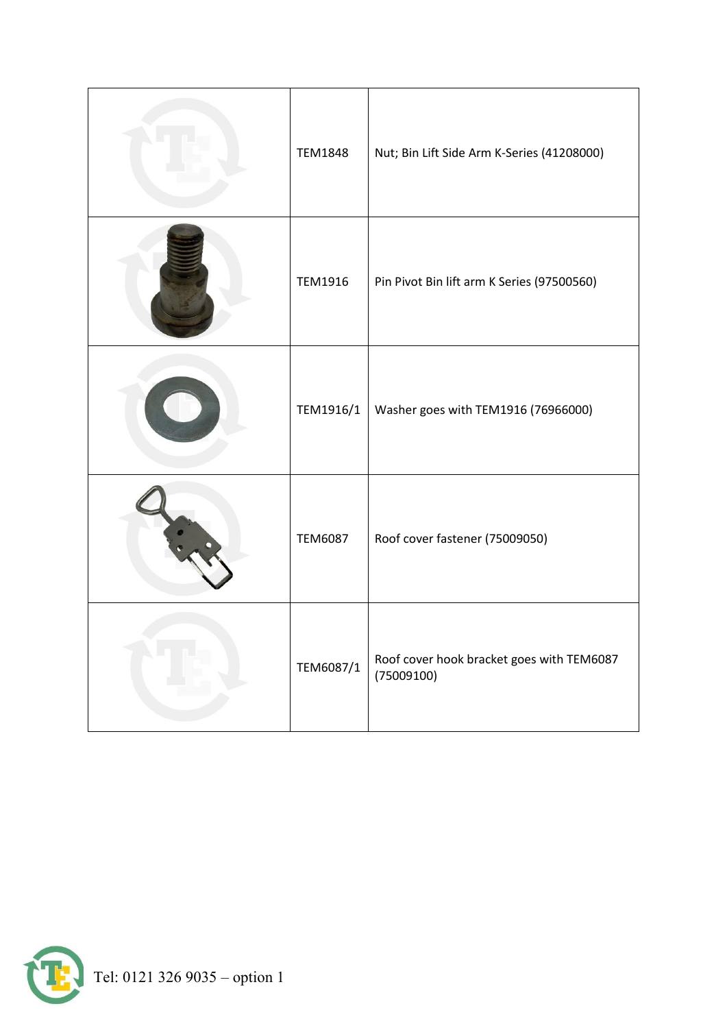| | | |
|---|---|---|
| | TEM1848 | Nut; Bin Lift Side Arm K-Series (41208000) |
| | TEM1916 | Pin Pivot Bin lift arm K Series (97500560) |
| | TEM1916/1 | Washer goes with TEM1916 (76966000) |
| | TEM6087 | Roof cover fastener (75009050) |
| | TEM6087/1 | Roof cover hook bracket goes with TEM6087 (75009100) |

Tel: 0121 326 9035 – option 1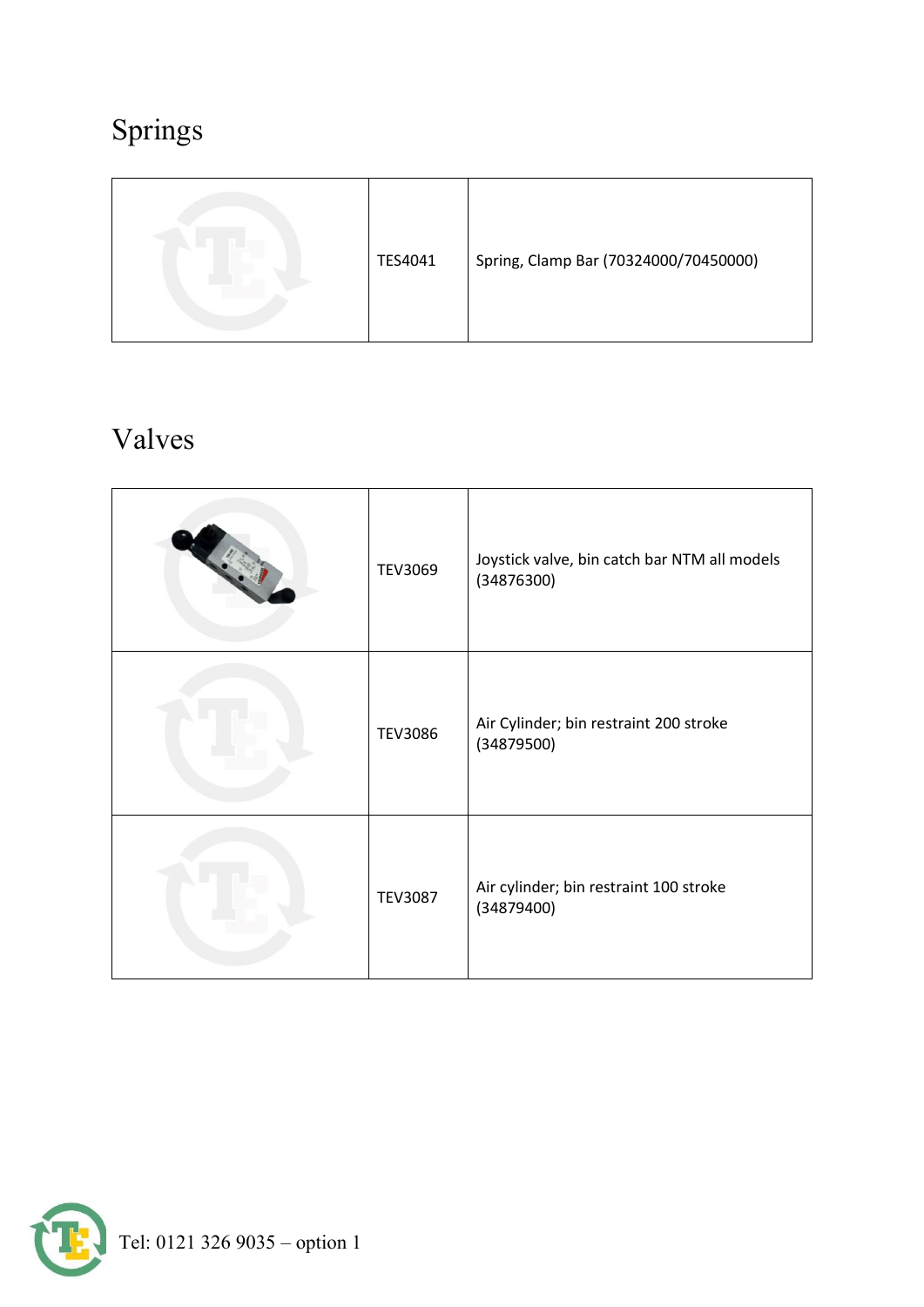# Springs

| | | |
|---|---|---|
| | TES4041 | Spring, Clamp Bar (70324000/70450000) |

# Valves

| | | |
|---|---|---|
| | TEV3069 | Joystick valve, bin catch bar NTM all models (34876300) |
| | TEV3086 | Air Cylinder; bin restraint 200 stroke (34879500) |
| | TEV3087 | Air cylinder; bin restraint 100 stroke (34879400) |

Tel: 0121 326 9035 – option 1